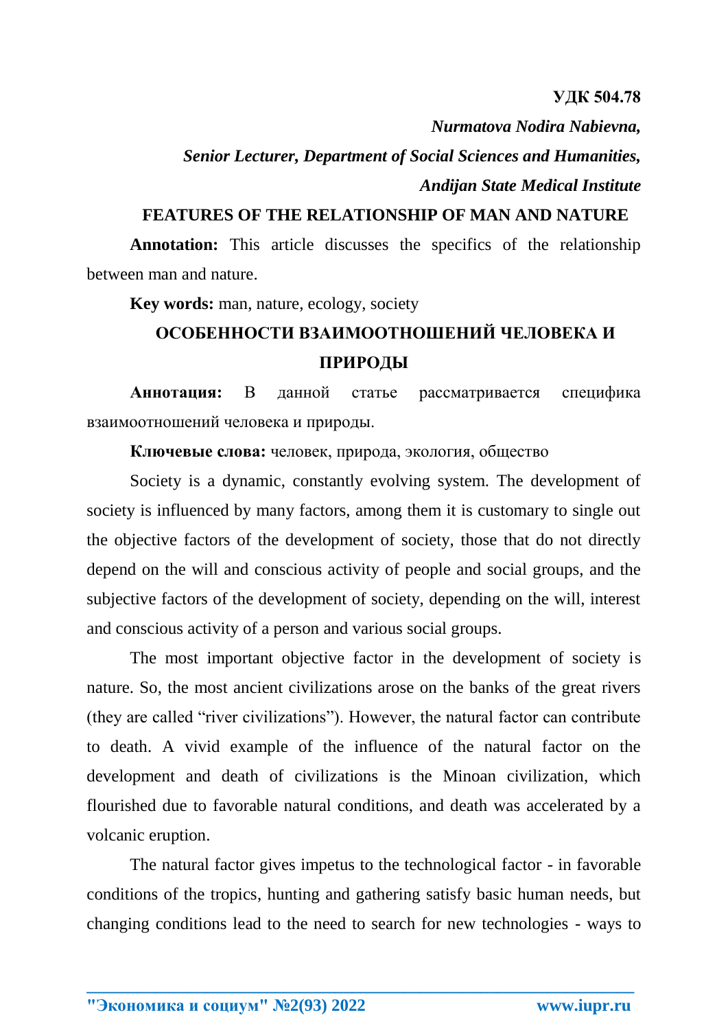**УДК 504.78**

***Nurmatova Nodira Nabievna,***

***Senior Lecturer, Department of Social Sciences and Humanities,***

***Andijan State Medical Institute***

# FEATURES OF THE RELATIONSHIP OF MAN AND NATURE

**Annotation:** This article discusses the specifics of the relationship between man and nature.

**Key words:** man, nature, ecology, society

# ОСОБЕННОСТИ ВЗАИМООТНОШЕНИЙ ЧЕЛОВЕКА И ПРИРОДЫ

**Аннотация:** В данной статье рассматривается специфика взаимоотношений человека и природы.

**Ключевые слова:** человек, природа, экология, общество

Society is a dynamic, constantly evolving system. The development of society is influenced by many factors, among them it is customary to single out the objective factors of the development of society, those that do not directly depend on the will and conscious activity of people and social groups, and the subjective factors of the development of society, depending on the will, interest and conscious activity of a person and various social groups.

The most important objective factor in the development of society is nature. So, the most ancient civilizations arose on the banks of the great rivers (they are called "river civilizations"). However, the natural factor can contribute to death. A vivid example of the influence of the natural factor on the development and death of civilizations is the Minoan civilization, which flourished due to favorable natural conditions, and death was accelerated by a volcanic eruption.

The natural factor gives impetus to the technological factor - in favorable conditions of the tropics, hunting and gathering satisfy basic human needs, but changing conditions lead to the need to search for new technologies - ways to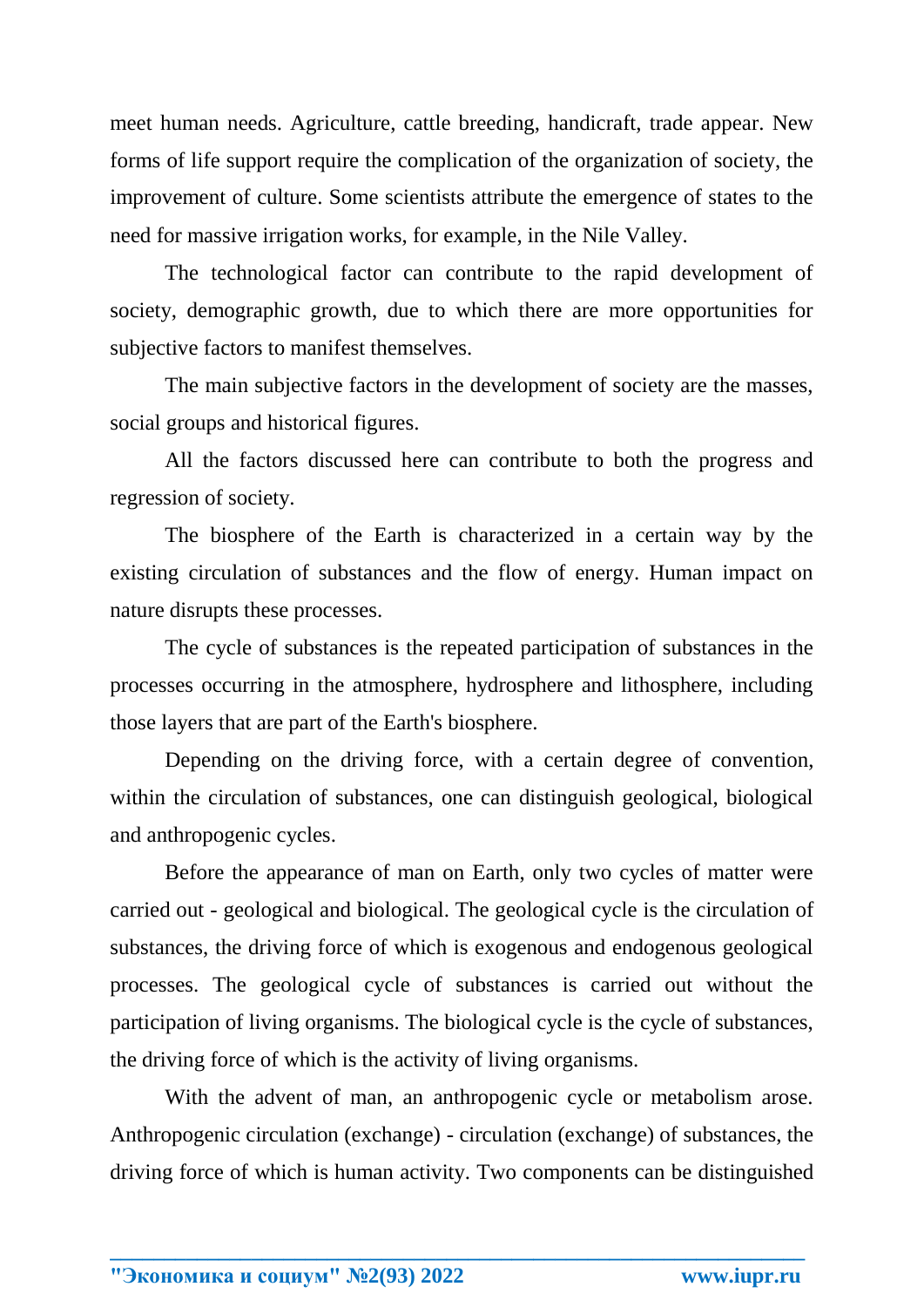meet human needs. Agriculture, cattle breeding, handicraft, trade appear. New forms of life support require the complication of the organization of society, the improvement of culture. Some scientists attribute the emergence of states to the need for massive irrigation works, for example, in the Nile Valley.

The technological factor can contribute to the rapid development of society, demographic growth, due to which there are more opportunities for subjective factors to manifest themselves.

The main subjective factors in the development of society are the masses, social groups and historical figures.

All the factors discussed here can contribute to both the progress and regression of society.

The biosphere of the Earth is characterized in a certain way by the existing circulation of substances and the flow of energy. Human impact on nature disrupts these processes.

The cycle of substances is the repeated participation of substances in the processes occurring in the atmosphere, hydrosphere and lithosphere, including those layers that are part of the Earth's biosphere.

Depending on the driving force, with a certain degree of convention, within the circulation of substances, one can distinguish geological, biological and anthropogenic cycles.

Before the appearance of man on Earth, only two cycles of matter were carried out - geological and biological. The geological cycle is the circulation of substances, the driving force of which is exogenous and endogenous geological processes. The geological cycle of substances is carried out without the participation of living organisms. The biological cycle is the cycle of substances, the driving force of which is the activity of living organisms.

With the advent of man, an anthropogenic cycle or metabolism arose. Anthropogenic circulation (exchange) - circulation (exchange) of substances, the driving force of which is human activity. Two components can be distinguished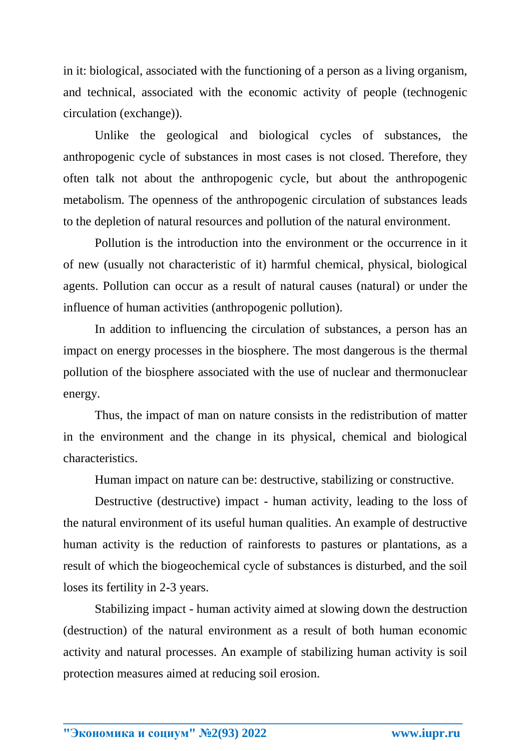in it: biological, associated with the functioning of a person as a living organism, and technical, associated with the economic activity of people (technogenic circulation (exchange)).

Unlike the geological and biological cycles of substances, the anthropogenic cycle of substances in most cases is not closed. Therefore, they often talk not about the anthropogenic cycle, but about the anthropogenic metabolism. The openness of the anthropogenic circulation of substances leads to the depletion of natural resources and pollution of the natural environment.

Pollution is the introduction into the environment or the occurrence in it of new (usually not characteristic of it) harmful chemical, physical, biological agents. Pollution can occur as a result of natural causes (natural) or under the influence of human activities (anthropogenic pollution).

In addition to influencing the circulation of substances, a person has an impact on energy processes in the biosphere. The most dangerous is the thermal pollution of the biosphere associated with the use of nuclear and thermonuclear energy.

Thus, the impact of man on nature consists in the redistribution of matter in the environment and the change in its physical, chemical and biological characteristics.

Human impact on nature can be: destructive, stabilizing or constructive.

Destructive (destructive) impact - human activity, leading to the loss of the natural environment of its useful human qualities. An example of destructive human activity is the reduction of rainforests to pastures or plantations, as a result of which the biogeochemical cycle of substances is disturbed, and the soil loses its fertility in 2-3 years.

Stabilizing impact - human activity aimed at slowing down the destruction (destruction) of the natural environment as a result of both human economic activity and natural processes. An example of stabilizing human activity is soil protection measures aimed at reducing soil erosion.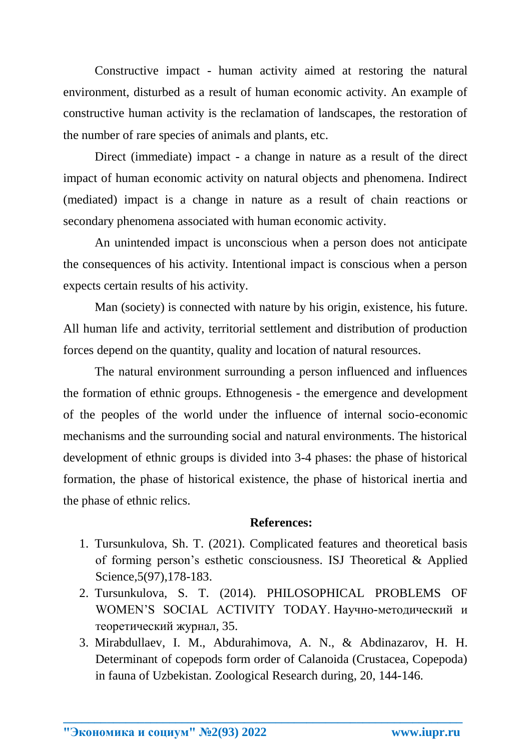Constructive impact - human activity aimed at restoring the natural environment, disturbed as a result of human economic activity. An example of constructive human activity is the reclamation of landscapes, the restoration of the number of rare species of animals and plants, etc.

Direct (immediate) impact - a change in nature as a result of the direct impact of human economic activity on natural objects and phenomena. Indirect (mediated) impact is a change in nature as a result of chain reactions or secondary phenomena associated with human economic activity.

An unintended impact is unconscious when a person does not anticipate the consequences of his activity. Intentional impact is conscious when a person expects certain results of his activity.

Man (society) is connected with nature by his origin, existence, his future. All human life and activity, territorial settlement and distribution of production forces depend on the quantity, quality and location of natural resources.

The natural environment surrounding a person influenced and influences the formation of ethnic groups. Ethnogenesis - the emergence and development of the peoples of the world under the influence of internal socio-economic mechanisms and the surrounding social and natural environments. The historical development of ethnic groups is divided into 3-4 phases: the phase of historical formation, the phase of historical existence, the phase of historical inertia and the phase of ethnic relics.

**References:**

1. Tursunkulova, Sh. T. (2021). Complicated features and theoretical basis of forming person's esthetic consciousness. ISJ Theoretical & Applied Science,5(97),178-183.
2. Tursunkulova, S. T. (2014). PHILOSOPHICAL PROBLEMS OF WOMEN'S SOCIAL ACTIVITY TODAY. Научно-методический и теоретический журнал, 35.
3. Mirabdullaev, I. M., Abdurahimova, A. N., & Abdinazarov, H. H. Determinant of copepods form order of Calanoida (Crustacea, Copepoda) in fauna of Uzbekistan. Zoological Research during, 20, 144-146.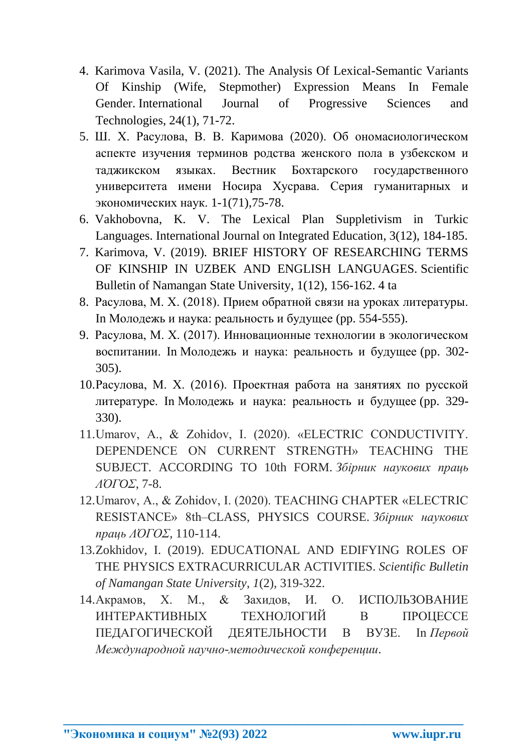4. Karimova Vasila, V. (2021). The Analysis Of Lexical-Semantic Variants Of Kinship (Wife, Stepmother) Expression Means In Female Gender. International Journal of Progressive Sciences and Technologies, 24(1), 71-72.
5. Ш. Х. Расулова, В. В. Каримова (2020). Об ономасиологическом аспекте изучения терминов родства женского пола в узбекском и таджикском языках. Вестник Бохтарского государственного университета имени Носира Хусрава. Серия гуманитарных и экономических наук. 1-1(71),75-78.
6. Vakhobovna, K. V. The Lexical Plan Suppletivism in Turkic Languages. International Journal on Integrated Education, 3(12), 184-185.
7. Karimova, V. (2019). BRIEF HISTORY OF RESEARCHING TERMS OF KINSHIP IN UZBEK AND ENGLISH LANGUAGES. Scientific Bulletin of Namangan State University, 1(12), 156-162. 4 ta
8. Расулова, М. Х. (2018). Прием обратной связи на уроках литературы. In Молодежь и наука: реальность и будущее (pp. 554-555).
9. Расулова, М. Х. (2017). Инновационные технологии в экологическом воспитании. In Молодежь и наука: реальность и будущее (pp. 302-305).
10. Расулова, М. Х. (2016). Проектная работа на занятиях по русской литературе. In Молодежь и наука: реальность и будущее (pp. 329-330).
11. Umarov, A., & Zohidov, I. (2020). «ELECTRIC CONDUCTIVITY. DEPENDENCE ON CURRENT STRENGTH» TEACHING THE SUBJECT. ACCORDING TO 10th FORM. *Збірник наукових праць ΛΌГОΣ*, 7-8.
12. Umarov, A., & Zohidov, I. (2020). TEACHING CHAPTER «ELECTRIC RESISTANCE» 8th–CLASS, PHYSICS COURSE. *Збірник наукових праць ΛΌГОΣ*, 110-114.
13. Zokhidov, I. (2019). EDUCATIONAL AND EDIFYING ROLES OF THE PHYSICS EXTRACURRICULAR ACTIVITIES. *Scientific Bulletin of Namangan State University*, *1*(2), 319-322.
14. Акрамов, Х. М., & Захидов, И. О. ИСПОЛЬЗОВАНИЕ ИНТЕРАКТИВНЫХ ТЕХНОЛОГИЙ В ПРОЦЕССЕ ПЕДАГОГИЧЕСКОЙ ДЕЯТЕЛЬНОСТИ В ВУЗЕ. In *Первой Международной научно-методической конференции*.